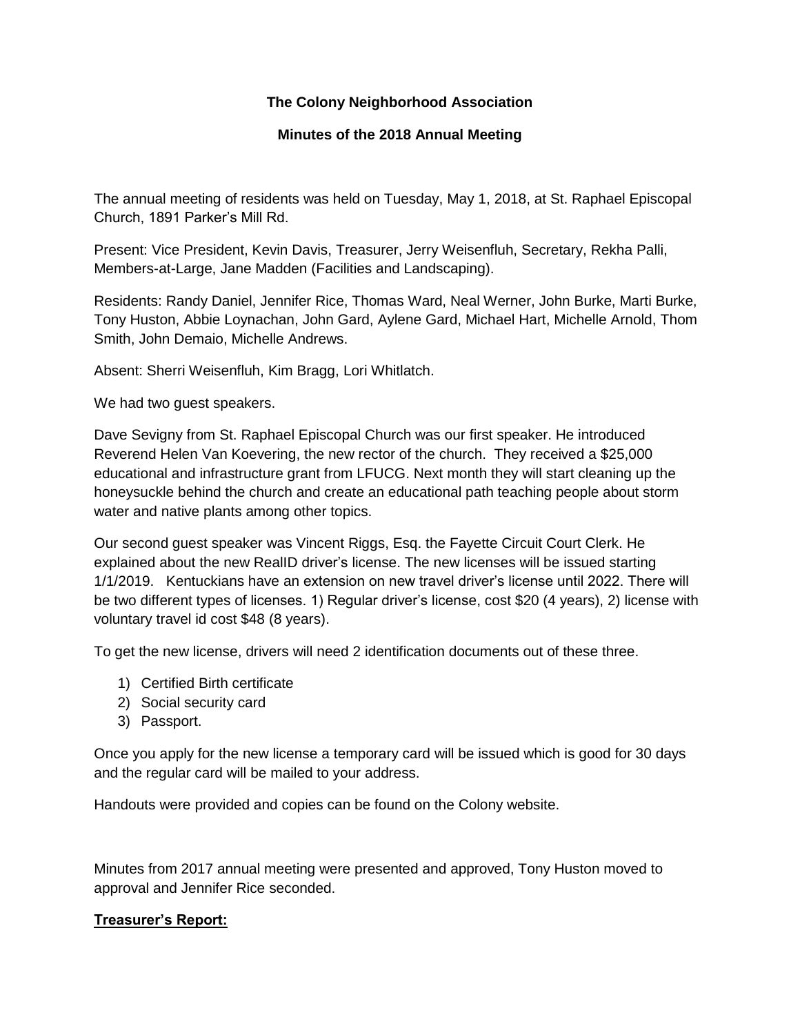# The Colony Neighborhood Association

## Minutes of the 2018 Annual Meeting

The annual meeting of residents was held on Tuesday, May 1, 2018, at St. Raphael Episcopal Church, 1891 Parker's Mill Rd.

Present: Vice President, Kevin Davis, Treasurer, Jerry Weisenfluh, Secretary, Rekha Palli, Members-at-Large, Jane Madden (Facilities and Landscaping).

Residents: Randy Daniel, Jennifer Rice, Thomas Ward, Neal Werner, John Burke, Marti Burke, Tony Huston, Abbie Loynachan, John Gard, Aylene Gard, Michael Hart, Michelle Arnold, Thom Smith, John Demaio, Michelle Andrews.

Absent: Sherri Weisenfluh, Kim Bragg, Lori Whitlatch.

We had two guest speakers.

Dave Sevigny from St. Raphael Episcopal Church was our first speaker. He introduced Reverend Helen Van Koevering, the new rector of the church. They received a $25,000 educational and infrastructure grant from LFUCG. Next month they will start cleaning up the honeysuckle behind the church and create an educational path teaching people about storm water and native plants among other topics.

Our second guest speaker was Vincent Riggs, Esq. the Fayette Circuit Court Clerk. He explained about the new RealID driver's license. The new licenses will be issued starting 1/1/2019. Kentuckians have an extension on new travel driver's license until 2022. There will be two different types of licenses. 1) Regular driver's license, cost $20 (4 years), 2) license with voluntary travel id cost $48 (8 years).

To get the new license, drivers will need 2 identification documents out of these three.

1) Certified Birth certificate
2) Social security card
3) Passport.

Once you apply for the new license a temporary card will be issued which is good for 30 days and the regular card will be mailed to your address.

Handouts were provided and copies can be found on the Colony website.

Minutes from 2017 annual meeting were presented and approved, Tony Huston moved to approval and Jennifer Rice seconded.

**<u>Treasurer's Report:</u>**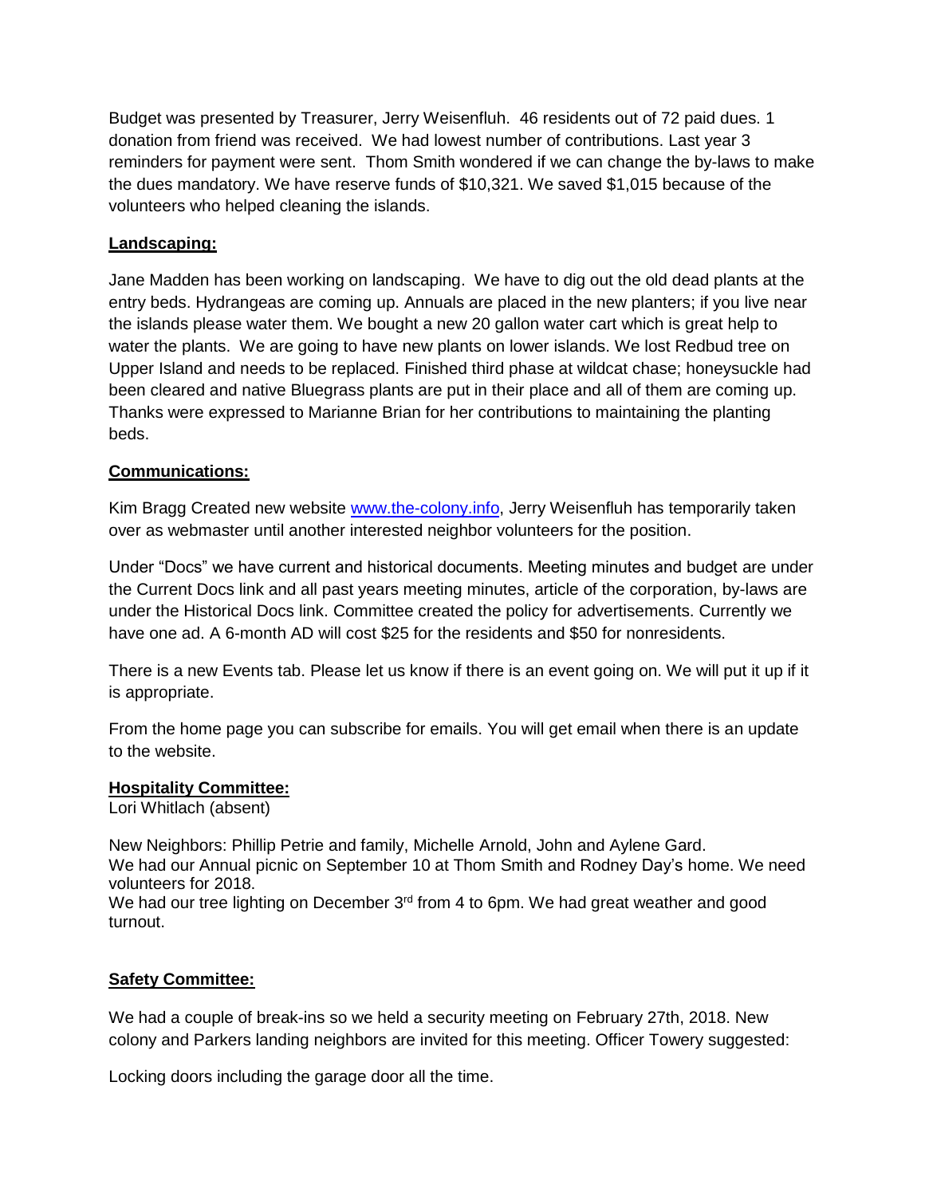Budget was presented by Treasurer, Jerry Weisenfluh. 46 residents out of 72 paid dues. 1 donation from friend was received. We had lowest number of contributions. Last year 3 reminders for payment were sent. Thom Smith wondered if we can change the by-laws to make the dues mandatory. We have reserve funds of $10,321. We saved $1,015 because of the volunteers who helped cleaning the islands.

**Landscaping:**

Jane Madden has been working on landscaping. We have to dig out the old dead plants at the entry beds. Hydrangeas are coming up. Annuals are placed in the new planters; if you live near the islands please water them. We bought a new 20 gallon water cart which is great help to water the plants. We are going to have new plants on lower islands. We lost Redbud tree on Upper Island and needs to be replaced. Finished third phase at wildcat chase; honeysuckle had been cleared and native Bluegrass plants are put in their place and all of them are coming up. Thanks were expressed to Marianne Brian for her contributions to maintaining the planting beds.

**Communications:**

Kim Bragg Created new website [www.the-colony.info](www.the-colony.info), Jerry Weisenfluh has temporarily taken over as webmaster until another interested neighbor volunteers for the position.

Under "Docs" we have current and historical documents. Meeting minutes and budget are under the Current Docs link and all past years meeting minutes, article of the corporation, by-laws are under the Historical Docs link. Committee created the policy for advertisements. Currently we have one ad. A 6-month AD will cost $25 for the residents and $50 for nonresidents.

There is a new Events tab. Please let us know if there is an event going on. We will put it up if it is appropriate.

From the home page you can subscribe for emails. You will get email when there is an update to the website.

**Hospitality Committee:**
Lori Whitlach (absent)

New Neighbors: Phillip Petrie and family, Michelle Arnold, John and Aylene Gard.
We had our Annual picnic on September 10 at Thom Smith and Rodney Day's home. We need volunteers for 2018.
We had our tree lighting on December 3rd from 4 to 6pm. We had great weather and good turnout.

**Safety Committee:**

We had a couple of break-ins so we held a security meeting on February 27th, 2018. New colony and Parkers landing neighbors are invited for this meeting. Officer Towery suggested:

Locking doors including the garage door all the time.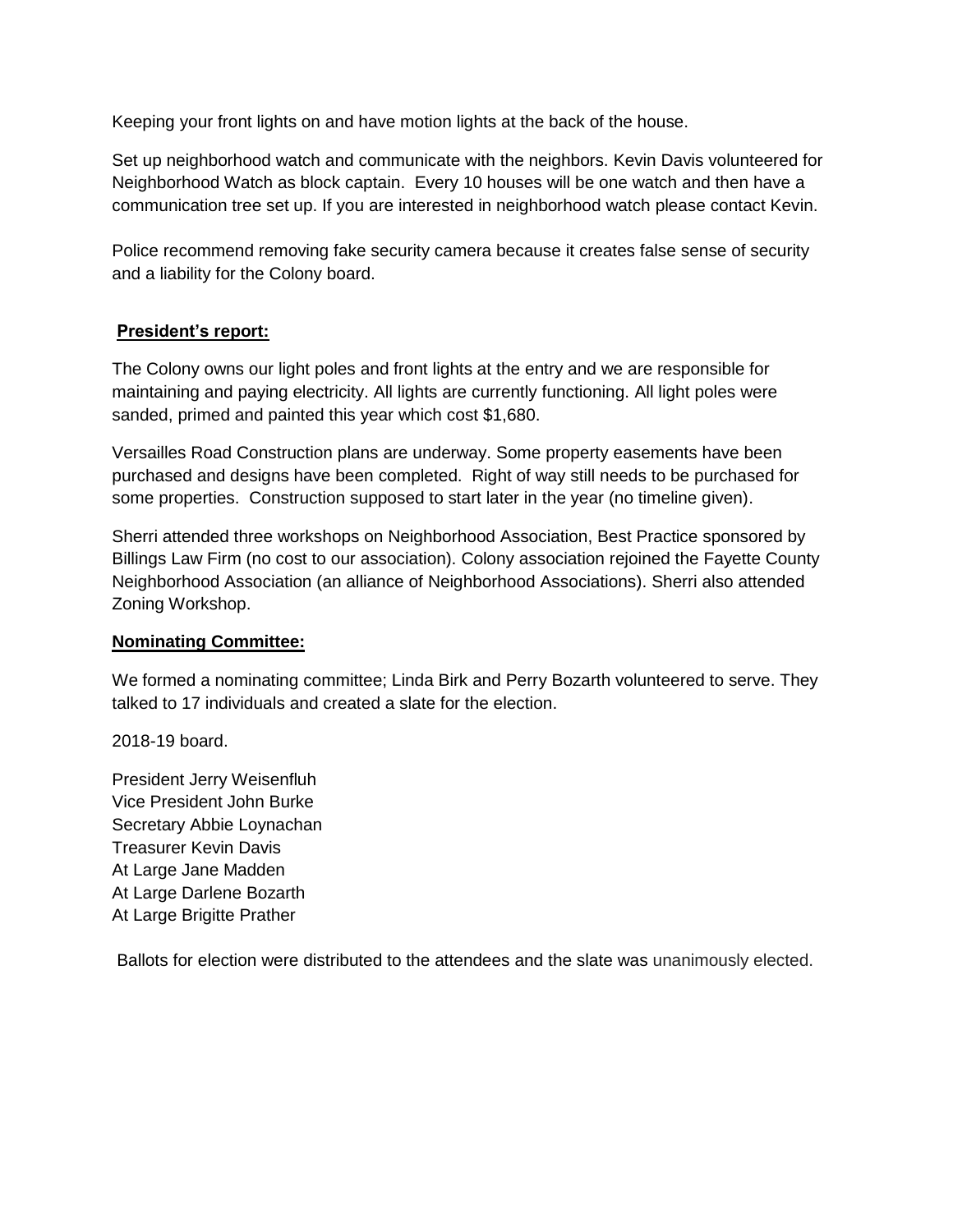Keeping your front lights on and have motion lights at the back of the house.

Set up neighborhood watch and communicate with the neighbors. Kevin Davis volunteered for Neighborhood Watch as block captain. Every 10 houses will be one watch and then have a communication tree set up. If you are interested in neighborhood watch please contact Kevin.

Police recommend removing fake security camera because it creates false sense of security and a liability for the Colony board.

**President's report:**

The Colony owns our light poles and front lights at the entry and we are responsible for maintaining and paying electricity. All lights are currently functioning. All light poles were sanded, primed and painted this year which cost $1,680.

Versailles Road Construction plans are underway. Some property easements have been purchased and designs have been completed. Right of way still needs to be purchased for some properties. Construction supposed to start later in the year (no timeline given).

Sherri attended three workshops on Neighborhood Association, Best Practice sponsored by Billings Law Firm (no cost to our association). Colony association rejoined the Fayette County Neighborhood Association (an alliance of Neighborhood Associations). Sherri also attended Zoning Workshop.

**Nominating Committee:**

We formed a nominating committee; Linda Birk and Perry Bozarth volunteered to serve. They talked to 17 individuals and created a slate for the election.

2018-19 board.

President Jerry Weisenfluh
Vice President John Burke
Secretary Abbie Loynachan
Treasurer Kevin Davis
At Large Jane Madden
At Large Darlene Bozarth
At Large Brigitte Prather

Ballots for election were distributed to the attendees and the slate was unanimously elected.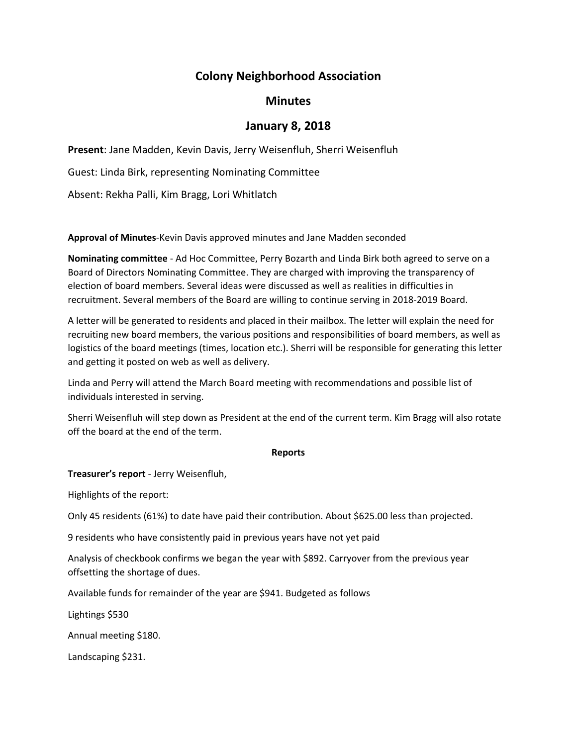# Colony Neighborhood Association

## Minutes

## January 8, 2018

**Present**: Jane Madden, Kevin Davis, Jerry Weisenfluh, Sherri Weisenfluh

Guest: Linda Birk, representing Nominating Committee

Absent: Rekha Palli, Kim Bragg, Lori Whitlatch

**Approval of Minutes**-Kevin Davis approved minutes and Jane Madden seconded

**Nominating committee** - Ad Hoc Committee, Perry Bozarth and Linda Birk both agreed to serve on a Board of Directors Nominating Committee. They are charged with improving the transparency of election of board members. Several ideas were discussed as well as realities in difficulties in recruitment. Several members of the Board are willing to continue serving in 2018-2019 Board.

A letter will be generated to residents and placed in their mailbox. The letter will explain the need for recruiting new board members, the various positions and responsibilities of board members, as well as logistics of the board meetings (times, location etc.). Sherri will be responsible for generating this letter and getting it posted on web as well as delivery.

Linda and Perry will attend the March Board meeting with recommendations and possible list of individuals interested in serving.

Sherri Weisenfluh will step down as President at the end of the current term. Kim Bragg will also rotate off the board at the end of the term.

**Reports**

**Treasurer's report** - Jerry Weisenfluh,

Highlights of the report:

Only 45 residents (61%) to date have paid their contribution. About $625.00 less than projected.

9 residents who have consistently paid in previous years have not yet paid

Analysis of checkbook confirms we began the year with $892. Carryover from the previous year offsetting the shortage of dues.

Available funds for remainder of the year are $941. Budgeted as follows

Lightings $530

Annual meeting $180.

Landscaping $231.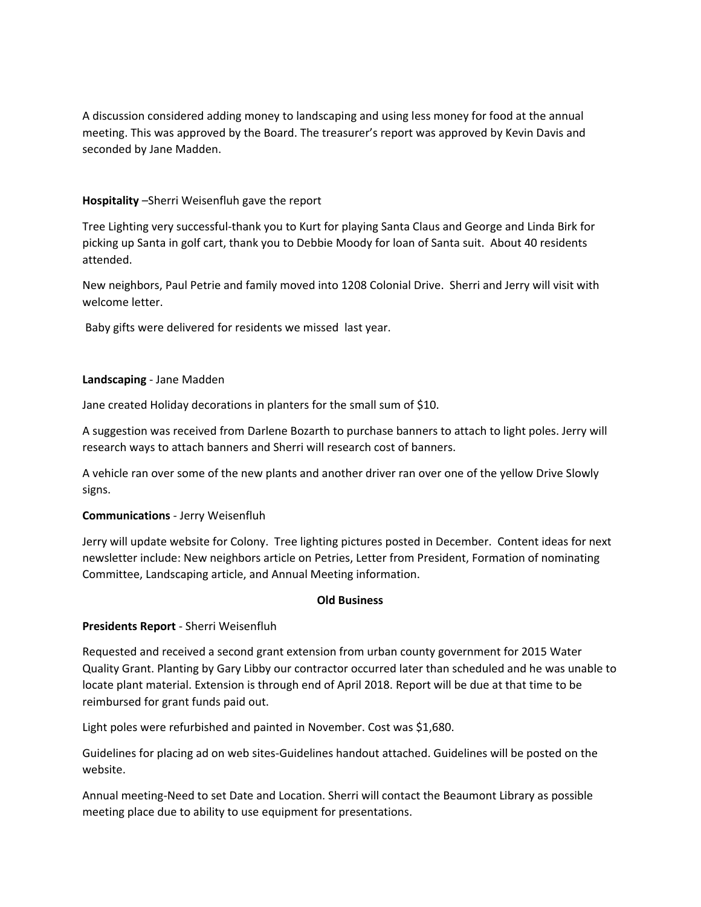A discussion considered adding money to landscaping and using less money for food at the annual meeting. This was approved by the Board. The treasurer's report was approved by Kevin Davis and seconded by Jane Madden.

**Hospitality** –Sherri Weisenfluh gave the report

Tree Lighting very successful-thank you to Kurt for playing Santa Claus and George and Linda Birk for picking up Santa in golf cart, thank you to Debbie Moody for loan of Santa suit. About 40 residents attended.

New neighbors, Paul Petrie and family moved into 1208 Colonial Drive. Sherri and Jerry will visit with welcome letter.

Baby gifts were delivered for residents we missed last year.

**Landscaping** - Jane Madden

Jane created Holiday decorations in planters for the small sum of $10.

A suggestion was received from Darlene Bozarth to purchase banners to attach to light poles. Jerry will research ways to attach banners and Sherri will research cost of banners.

A vehicle ran over some of the new plants and another driver ran over one of the yellow Drive Slowly signs.

**Communications** - Jerry Weisenfluh

Jerry will update website for Colony. Tree lighting pictures posted in December. Content ideas for next newsletter include: New neighbors article on Petries, Letter from President, Formation of nominating Committee, Landscaping article, and Annual Meeting information.

**Old Business**

**Presidents Report** - Sherri Weisenfluh

Requested and received a second grant extension from urban county government for 2015 Water Quality Grant. Planting by Gary Libby our contractor occurred later than scheduled and he was unable to locate plant material. Extension is through end of April 2018. Report will be due at that time to be reimbursed for grant funds paid out.

Light poles were refurbished and painted in November. Cost was $1,680.

Guidelines for placing ad on web sites-Guidelines handout attached. Guidelines will be posted on the website.

Annual meeting-Need to set Date and Location. Sherri will contact the Beaumont Library as possible meeting place due to ability to use equipment for presentations.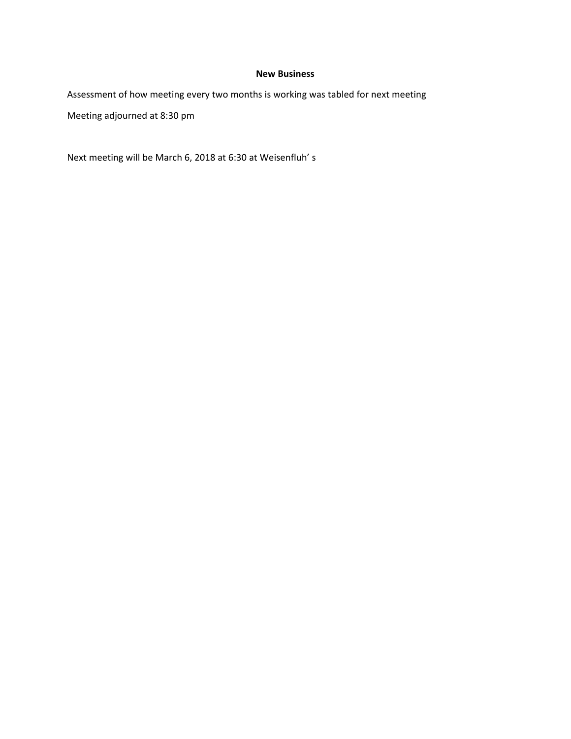**New Business**

Assessment of how meeting every two months is working was tabled for next meeting

Meeting adjourned at 8:30 pm

Next meeting will be March 6, 2018 at 6:30 at Weisenfluh' s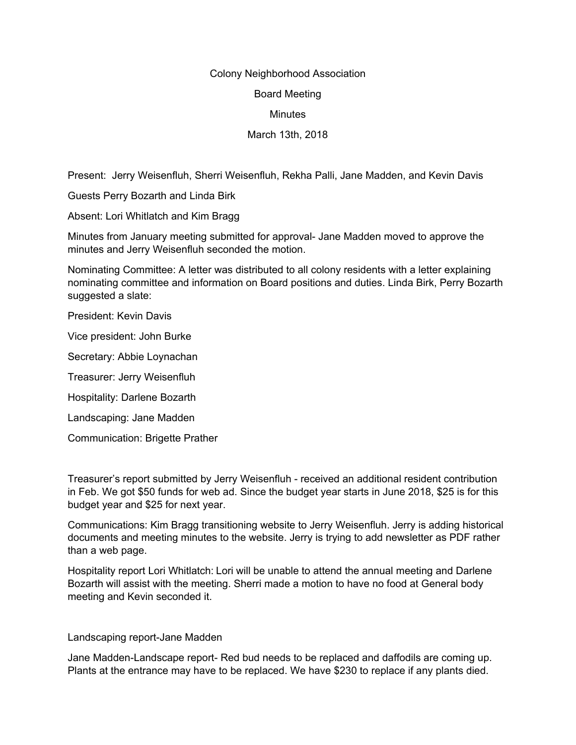Colony Neighborhood Association

Board Meeting

Minutes

March 13th, 2018

Present: Jerry Weisenfluh, Sherri Weisenfluh, Rekha Palli, Jane Madden, and Kevin Davis

Guests Perry Bozarth and Linda Birk

Absent: Lori Whitlatch and Kim Bragg

Minutes from January meeting submitted for approval- Jane Madden moved to approve the minutes and Jerry Weisenfluh seconded the motion.

Nominating Committee: A letter was distributed to all colony residents with a letter explaining nominating committee and information on Board positions and duties. Linda Birk, Perry Bozarth suggested a slate:

President: Kevin Davis

Vice president: John Burke

Secretary: Abbie Loynachan

Treasurer: Jerry Weisenfluh

Hospitality: Darlene Bozarth

Landscaping: Jane Madden

Communication: Brigette Prather

Treasurer's report submitted by Jerry Weisenfluh - received an additional resident contribution in Feb. We got $50 funds for web ad. Since the budget year starts in June 2018, $25 is for this budget year and $25 for next year.

Communications: Kim Bragg transitioning website to Jerry Weisenfluh. Jerry is adding historical documents and meeting minutes to the website. Jerry is trying to add newsletter as PDF rather than a web page.

Hospitality report Lori Whitlatch: Lori will be unable to attend the annual meeting and Darlene Bozarth will assist with the meeting. Sherri made a motion to have no food at General body meeting and Kevin seconded it.

Landscaping report-Jane Madden

Jane Madden-Landscape report- Red bud needs to be replaced and daffodils are coming up. Plants at the entrance may have to be replaced. We have $230 to replace if any plants died.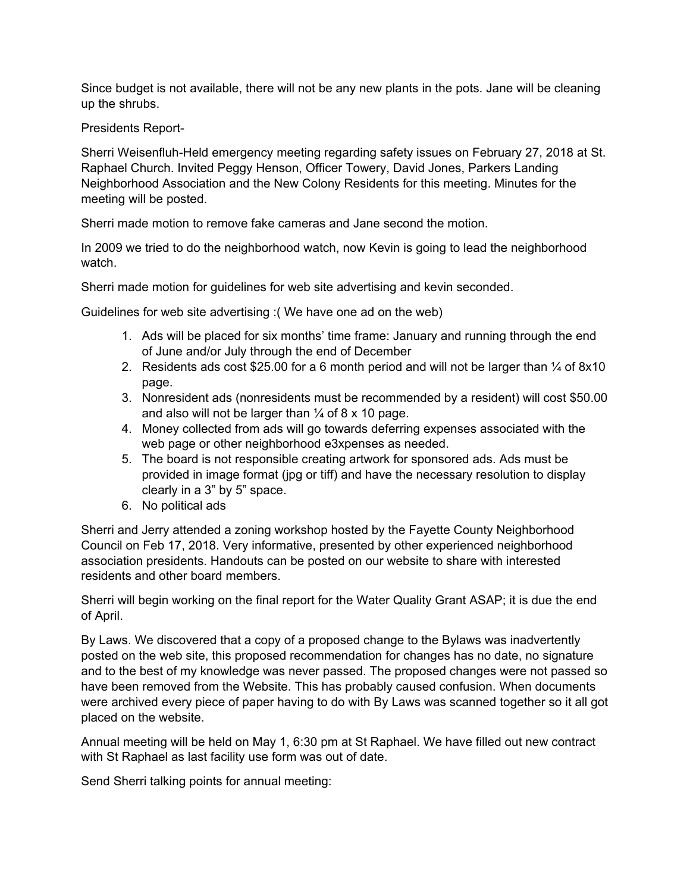Since budget is not available, there will not be any new plants in the pots. Jane will be cleaning up the shrubs.

Presidents Report-

Sherri Weisenfluh-Held emergency meeting regarding safety issues on February 27, 2018 at St. Raphael Church. Invited Peggy Henson, Officer Towery, David Jones, Parkers Landing Neighborhood Association and the New Colony Residents for this meeting. Minutes for the meeting will be posted.

Sherri made motion to remove fake cameras and Jane second the motion.

In 2009 we tried to do the neighborhood watch, now Kevin is going to lead the neighborhood watch.

Sherri made motion for guidelines for web site advertising and kevin seconded.

Guidelines for web site advertising :( We have one ad on the web)

1. Ads will be placed for six months' time frame: January and running through the end of June and/or July through the end of December
2. Residents ads cost $25.00 for a 6 month period and will not be larger than ¼ of 8x10 page.
3. Nonresident ads (nonresidents must be recommended by a resident) will cost $50.00 and also will not be larger than ¼ of 8 x 10 page.
4. Money collected from ads will go towards deferring expenses associated with the web page or other neighborhood e3xpenses as needed.
5. The board is not responsible creating artwork for sponsored ads. Ads must be provided in image format (jpg or tiff) and have the necessary resolution to display clearly in a 3" by 5" space.
6. No political ads

Sherri and Jerry attended a zoning workshop hosted by the Fayette County Neighborhood Council on Feb 17, 2018. Very informative, presented by other experienced neighborhood association presidents. Handouts can be posted on our website to share with interested residents and other board members.

Sherri will begin working on the final report for the Water Quality Grant ASAP; it is due the end of April.

By Laws. We discovered that a copy of a proposed change to the Bylaws was inadvertently posted on the web site, this proposed recommendation for changes has no date, no signature and to the best of my knowledge was never passed. The proposed changes were not passed so have been removed from the Website. This has probably caused confusion. When documents were archived every piece of paper having to do with By Laws was scanned together so it all got placed on the website.

Annual meeting will be held on May 1, 6:30 pm at St Raphael. We have filled out new contract with St Raphael as last facility use form was out of date.

Send Sherri talking points for annual meeting: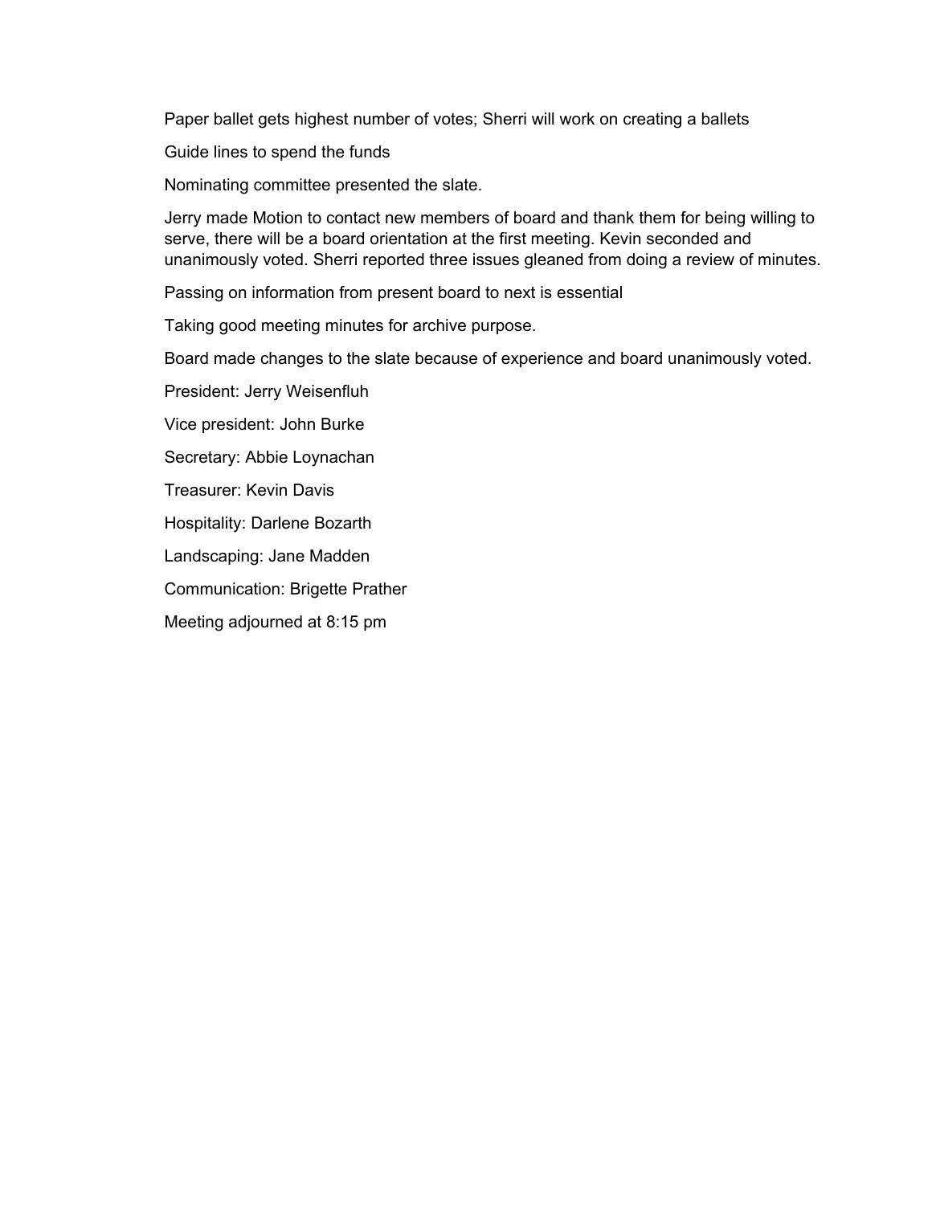Paper ballet gets highest number of votes; Sherri will work on creating a ballets

Guide lines to spend the funds

Nominating committee presented the slate.

Jerry made Motion to contact new members of board and thank them for being willing to serve, there will be a board orientation at the first meeting. Kevin seconded and unanimously voted. Sherri reported three issues gleaned from doing a review of minutes.

Passing on information from present board to next is essential

Taking good meeting minutes for archive purpose.

Board made changes to the slate because of experience and board unanimously voted.

President: Jerry Weisenfluh

Vice president: John Burke

Secretary: Abbie Loynachan

Treasurer: Kevin Davis

Hospitality: Darlene Bozarth

Landscaping: Jane Madden

Communication: Brigette Prather

Meeting adjourned at 8:15 pm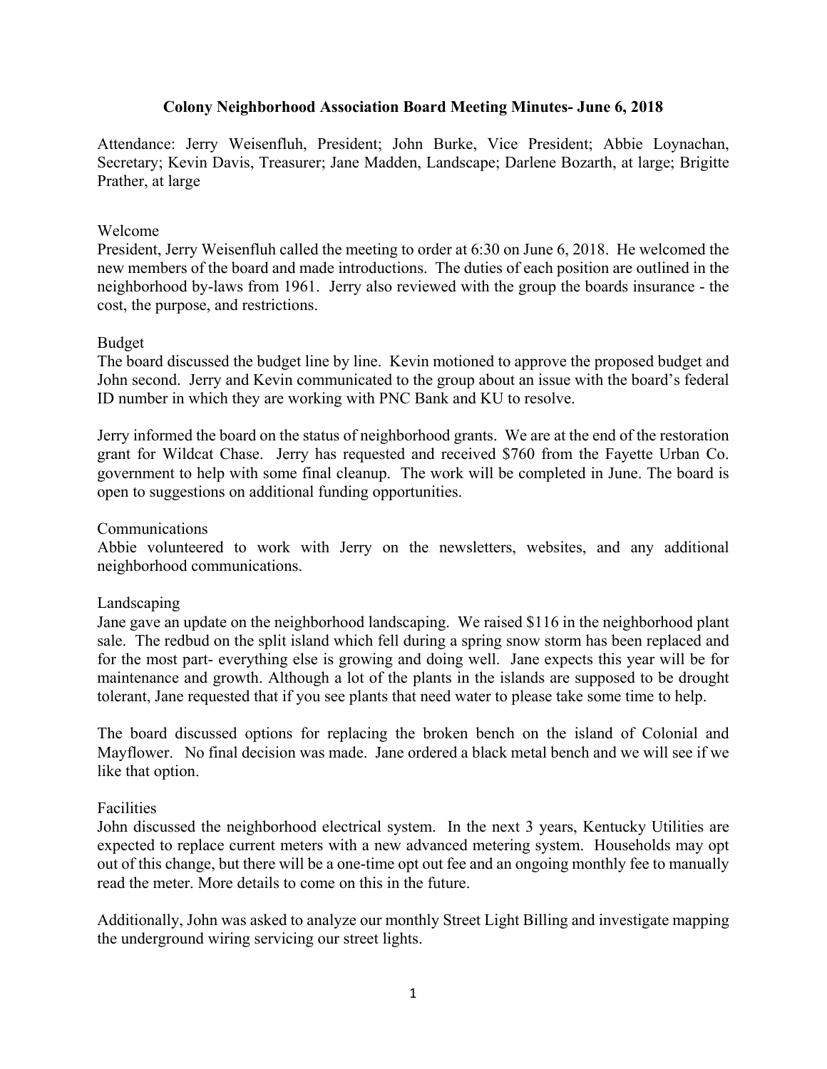# Colony Neighborhood Association Board Meeting Minutes- June 6, 2018

Attendance: Jerry Weisenfluh, President; John Burke, Vice President; Abbie Loynachan, Secretary; Kevin Davis, Treasurer; Jane Madden, Landscape; Darlene Bozarth, at large; Brigitte Prather, at large

## Welcome

President, Jerry Weisenfluh called the meeting to order at 6:30 on June 6, 2018. He welcomed the new members of the board and made introductions. The duties of each position are outlined in the neighborhood by-laws from 1961. Jerry also reviewed with the group the boards insurance - the cost, the purpose, and restrictions.

## Budget

The board discussed the budget line by line. Kevin motioned to approve the proposed budget and John second. Jerry and Kevin communicated to the group about an issue with the board's federal ID number in which they are working with PNC Bank and KU to resolve.

Jerry informed the board on the status of neighborhood grants. We are at the end of the restoration grant for Wildcat Chase. Jerry has requested and received $760 from the Fayette Urban Co. government to help with some final cleanup. The work will be completed in June. The board is open to suggestions on additional funding opportunities.

## Communications

Abbie volunteered to work with Jerry on the newsletters, websites, and any additional neighborhood communications.

## Landscaping

Jane gave an update on the neighborhood landscaping. We raised $116 in the neighborhood plant sale. The redbud on the split island which fell during a spring snow storm has been replaced and for the most part- everything else is growing and doing well. Jane expects this year will be for maintenance and growth. Although a lot of the plants in the islands are supposed to be drought tolerant, Jane requested that if you see plants that need water to please take some time to help.

The board discussed options for replacing the broken bench on the island of Colonial and Mayflower. No final decision was made. Jane ordered a black metal bench and we will see if we like that option.

## Facilities

John discussed the neighborhood electrical system. In the next 3 years, Kentucky Utilities are expected to replace current meters with a new advanced metering system. Households may opt out of this change, but there will be a one-time opt out fee and an ongoing monthly fee to manually read the meter. More details to come on this in the future.

Additionally, John was asked to analyze our monthly Street Light Billing and investigate mapping the underground wiring servicing our street lights.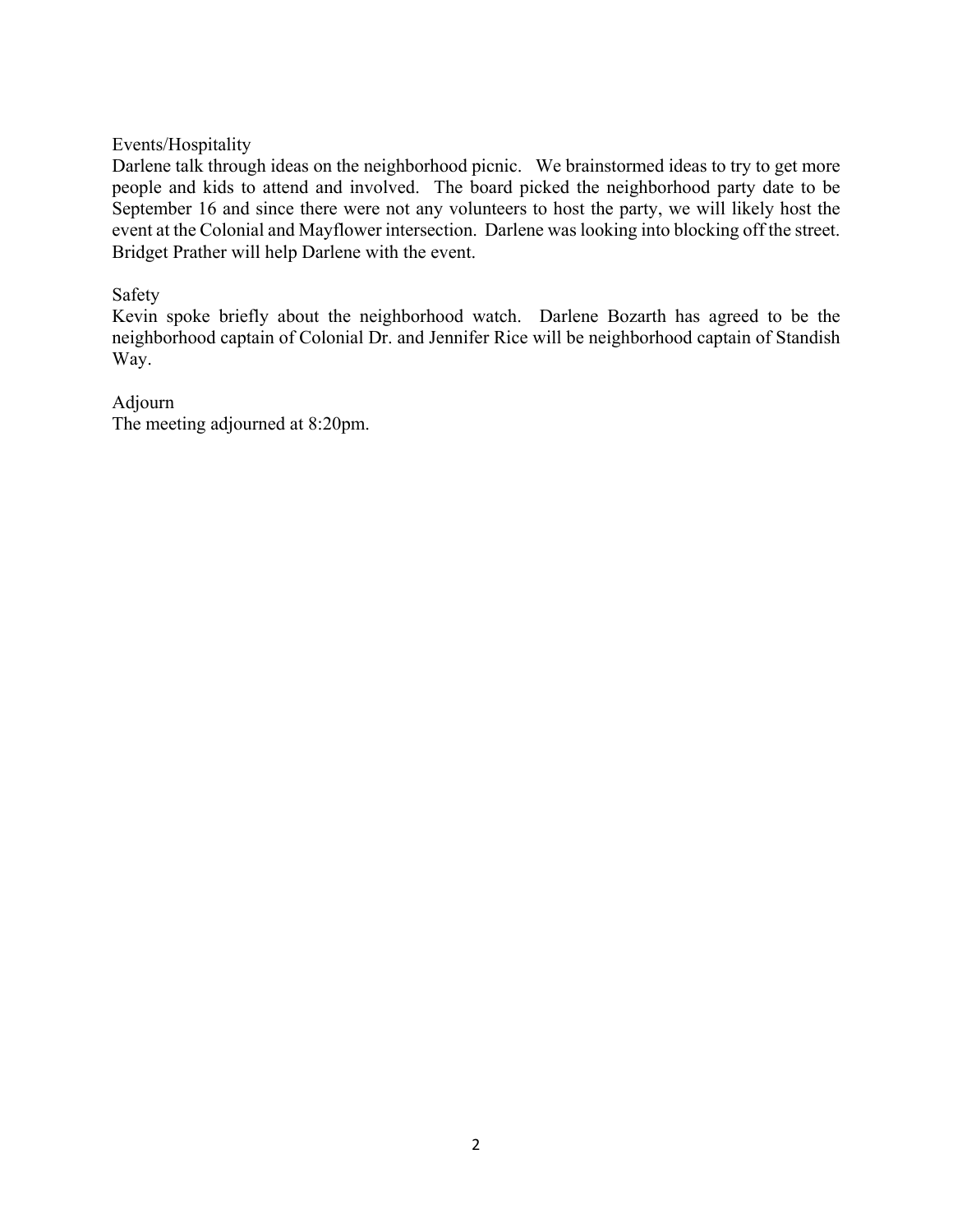Events/Hospitality

Darlene talk through ideas on the neighborhood picnic. We brainstormed ideas to try to get more people and kids to attend and involved. The board picked the neighborhood party date to be September 16 and since there were not any volunteers to host the party, we will likely host the event at the Colonial and Mayflower intersection. Darlene was looking into blocking off the street. Bridget Prather will help Darlene with the event.

Safety

Kevin spoke briefly about the neighborhood watch. Darlene Bozarth has agreed to be the neighborhood captain of Colonial Dr. and Jennifer Rice will be neighborhood captain of Standish Way.

Adjourn

The meeting adjourned at 8:20pm.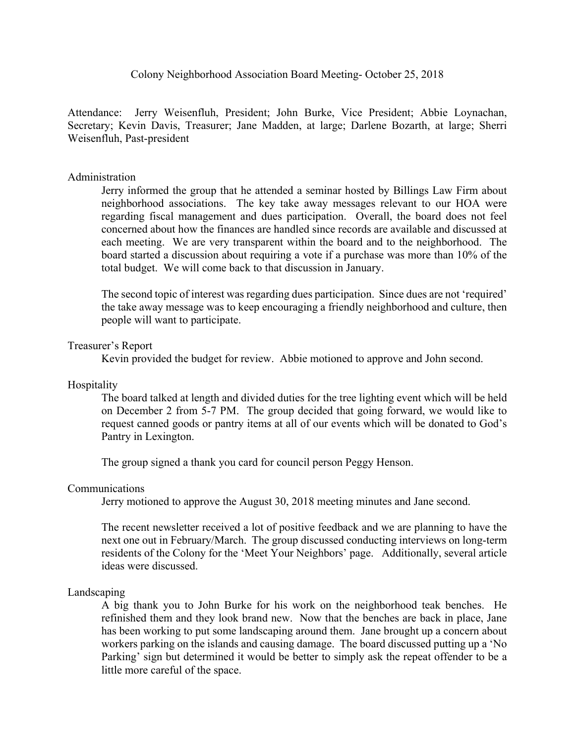# Colony Neighborhood Association Board Meeting- October 25, 2018

Attendance: Jerry Weisenfluh, President; John Burke, Vice President; Abbie Loynachan, Secretary; Kevin Davis, Treasurer; Jane Madden, at large; Darlene Bozarth, at large; Sherri Weisenfluh, Past-president

## Administration

Jerry informed the group that he attended a seminar hosted by Billings Law Firm about neighborhood associations. The key take away messages relevant to our HOA were regarding fiscal management and dues participation. Overall, the board does not feel concerned about how the finances are handled since records are available and discussed at each meeting. We are very transparent within the board and to the neighborhood. The board started a discussion about requiring a vote if a purchase was more than 10% of the total budget. We will come back to that discussion in January.

The second topic of interest was regarding dues participation. Since dues are not 'required' the take away message was to keep encouraging a friendly neighborhood and culture, then people will want to participate.

## Treasurer's Report

Kevin provided the budget for review. Abbie motioned to approve and John second.

## Hospitality

The board talked at length and divided duties for the tree lighting event which will be held on December 2 from 5-7 PM. The group decided that going forward, we would like to request canned goods or pantry items at all of our events which will be donated to God's Pantry in Lexington.

The group signed a thank you card for council person Peggy Henson.

## Communications

Jerry motioned to approve the August 30, 2018 meeting minutes and Jane second.

The recent newsletter received a lot of positive feedback and we are planning to have the next one out in February/March. The group discussed conducting interviews on long-term residents of the Colony for the 'Meet Your Neighbors' page. Additionally, several article ideas were discussed.

## Landscaping

A big thank you to John Burke for his work on the neighborhood teak benches. He refinished them and they look brand new. Now that the benches are back in place, Jane has been working to put some landscaping around them. Jane brought up a concern about workers parking on the islands and causing damage. The board discussed putting up a 'No Parking' sign but determined it would be better to simply ask the repeat offender to be a little more careful of the space.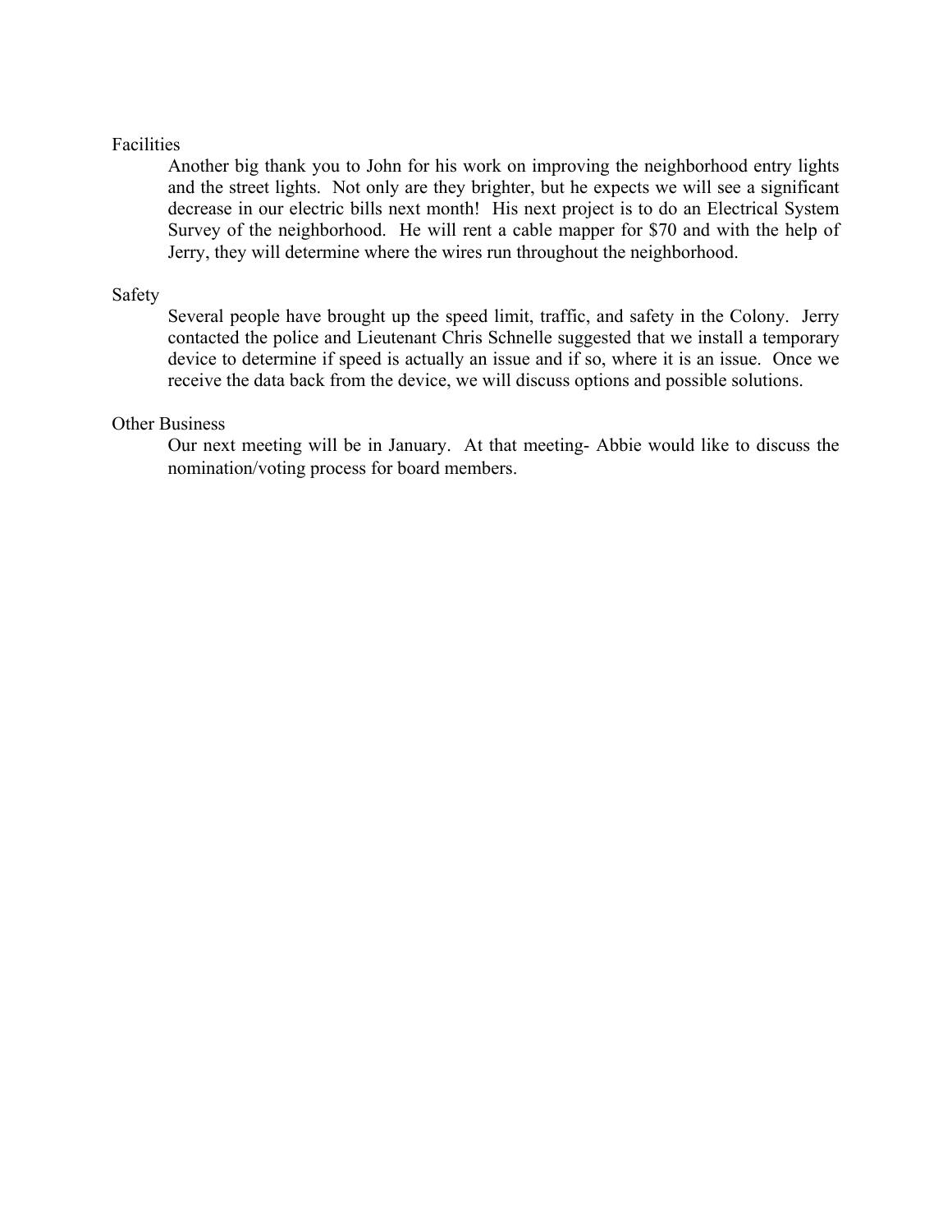## Facilities

Another big thank you to John for his work on improving the neighborhood entry lights and the street lights. Not only are they brighter, but he expects we will see a significant decrease in our electric bills next month! His next project is to do an Electrical System Survey of the neighborhood. He will rent a cable mapper for $70 and with the help of Jerry, they will determine where the wires run throughout the neighborhood.

## Safety

Several people have brought up the speed limit, traffic, and safety in the Colony. Jerry contacted the police and Lieutenant Chris Schnelle suggested that we install a temporary device to determine if speed is actually an issue and if so, where it is an issue. Once we receive the data back from the device, we will discuss options and possible solutions.

## Other Business

Our next meeting will be in January. At that meeting- Abbie would like to discuss the nomination/voting process for board members.